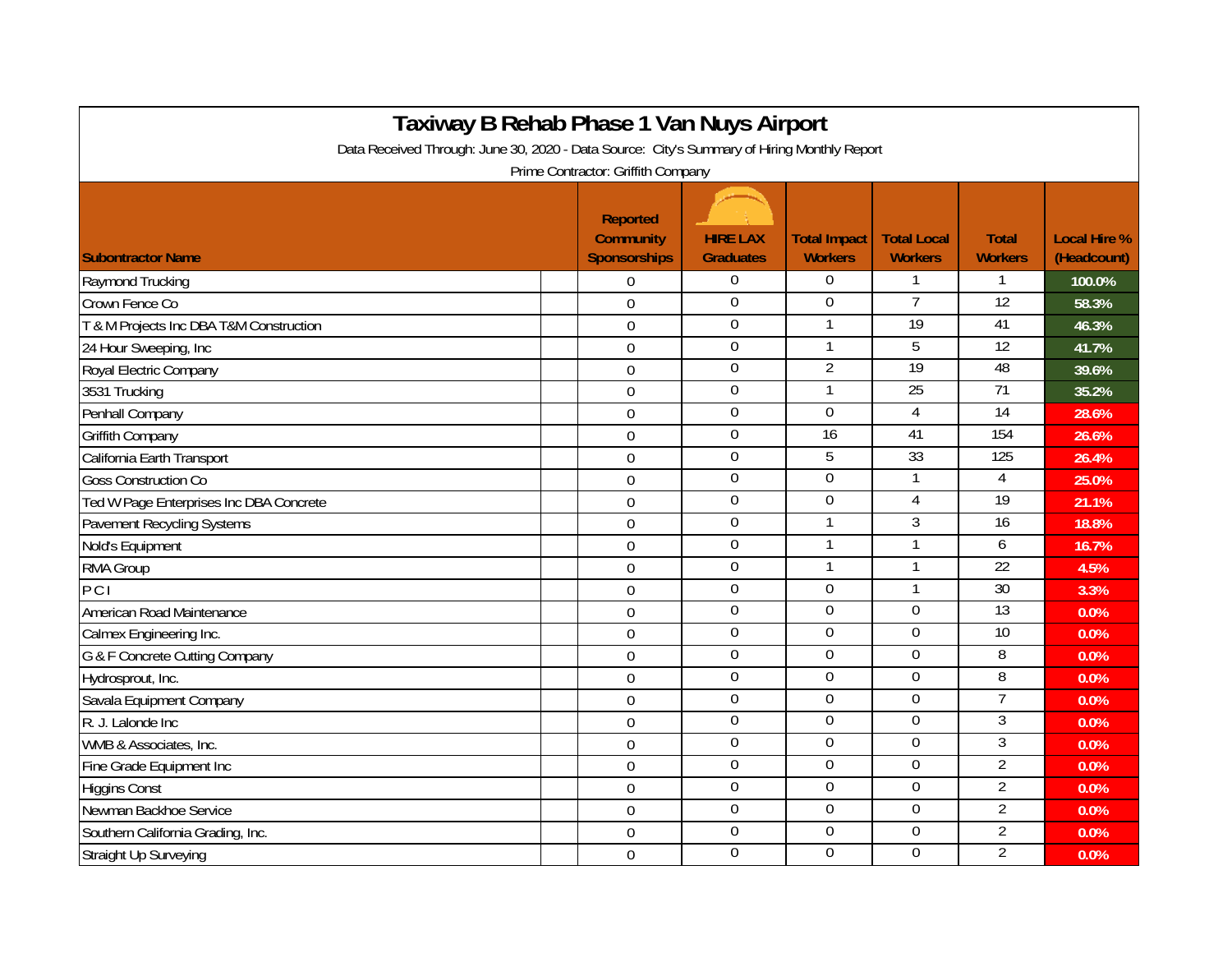# Taxiway B Rehab Phase 1 Van Nuys Airport

Data Received Through: June 30, 2020 - Data Source: City's Summary of Hiring Monthly Report

Prime Contractor: Griffith Company

| Subontractor Name | Reported Community Sponsorships | HIRE LAX Graduates | Total Impact Workers | Total Local Workers | Total Workers | Local Hire % (Headcount) |
|---|---|---|---|---|---|---|
| Raymond Trucking | 0 | 0 | 0 | 1 | 1 | 100.0% |
| Crown Fence Co | 0 | 0 | 0 | 7 | 12 | 58.3% |
| T & M Projects Inc DBA T&M Construction | 0 | 0 | 1 | 19 | 41 | 46.3% |
| 24 Hour Sweeping, Inc | 0 | 0 | 1 | 5 | 12 | 41.7% |
| Royal Electric Company | 0 | 0 | 2 | 19 | 48 | 39.6% |
| 3531 Trucking | 0 | 0 | 1 | 25 | 71 | 35.2% |
| Penhall Company | 0 | 0 | 0 | 4 | 14 | 28.6% |
| Griffith Company | 0 | 0 | 16 | 41 | 154 | 26.6% |
| California Earth Transport | 0 | 0 | 5 | 33 | 125 | 26.4% |
| Goss Construction Co | 0 | 0 | 0 | 1 | 4 | 25.0% |
| Ted W Page Enterprises Inc DBA Concrete | 0 | 0 | 0 | 4 | 19 | 21.1% |
| Pavement Recycling Systems | 0 | 0 | 1 | 3 | 16 | 18.8% |
| Nold's Equipment | 0 | 0 | 1 | 1 | 6 | 16.7% |
| RMA Group | 0 | 0 | 1 | 1 | 22 | 4.5% |
| P C I | 0 | 0 | 0 | 1 | 30 | 3.3% |
| American Road Maintenance | 0 | 0 | 0 | 0 | 13 | 0.0% |
| Calmex Engineering Inc. | 0 | 0 | 0 | 0 | 10 | 0.0% |
| G & F Concrete Cutting Company | 0 | 0 | 0 | 0 | 8 | 0.0% |
| Hydrosprout, Inc. | 0 | 0 | 0 | 0 | 8 | 0.0% |
| Savala Equipment Company | 0 | 0 | 0 | 0 | 7 | 0.0% |
| R. J. Lalonde Inc | 0 | 0 | 0 | 0 | 3 | 0.0% |
| WMB & Associates, Inc. | 0 | 0 | 0 | 0 | 3 | 0.0% |
| Fine Grade Equipment Inc | 0 | 0 | 0 | 0 | 2 | 0.0% |
| Higgins Const | 0 | 0 | 0 | 0 | 2 | 0.0% |
| Newman Backhoe Service | 0 | 0 | 0 | 0 | 2 | 0.0% |
| Southern California Grading, Inc. | 0 | 0 | 0 | 0 | 2 | 0.0% |
| Straight Up Surveying | 0 | 0 | 0 | 0 | 2 | 0.0% |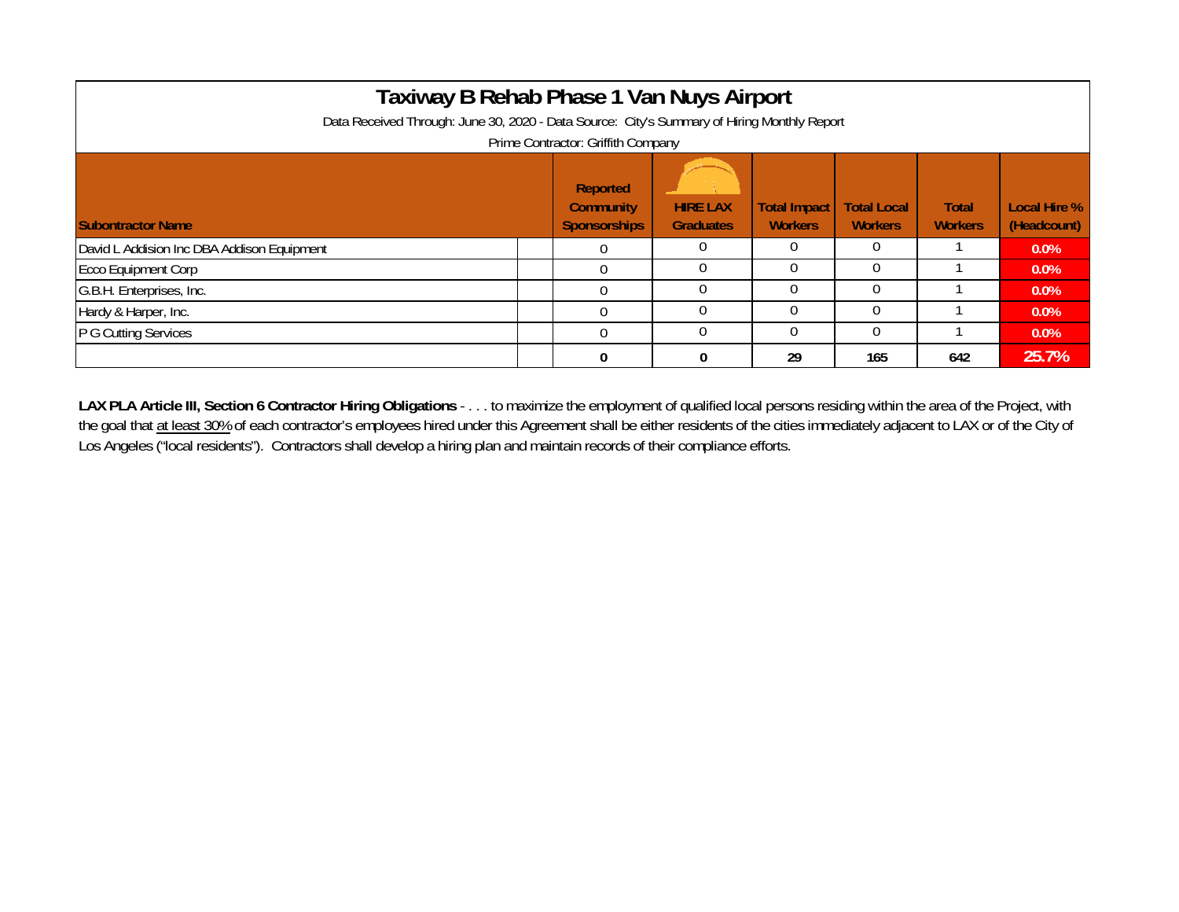# Taxiway B Rehab Phase 1 Van Nuys Airport

Data Received Through: June 30, 2020 - Data Source: City's Summary of Hiring Monthly Report

Prime Contractor: Griffith Company

| Subontractor Name | Reported Community Sponsorships | HIRE LAX Graduates | Total Impact Workers | Total Local Workers | Total Workers | Local Hire % (Headcount) |
|---|---|---|---|---|---|---|
| David L Addision Inc DBA Addison Equipment | 0 | 0 | 0 | 0 | 1 | 0.0% |
| Ecco Equipment Corp | 0 | 0 | 0 | 0 | 1 | 0.0% |
| G.B.H. Enterprises, Inc. | 0 | 0 | 0 | 0 | 1 | 0.0% |
| Hardy & Harper, Inc. | 0 | 0 | 0 | 0 | 1 | 0.0% |
| P G Cutting Services | 0 | 0 | 0 | 0 | 1 | 0.0% |
| | **0** | **0** | **29** | **165** | **642** | **25.7%** |

**LAX PLA Article III, Section 6 Contractor Hiring Obligations** - . . . to maximize the employment of qualified local persons residing within the area of the Project, with the goal that at least 30% of each contractor's employees hired under this Agreement shall be either residents of the cities immediately adjacent to LAX or of the City of Los Angeles ("local residents"). Contractors shall develop a hiring plan and maintain records of their compliance efforts.